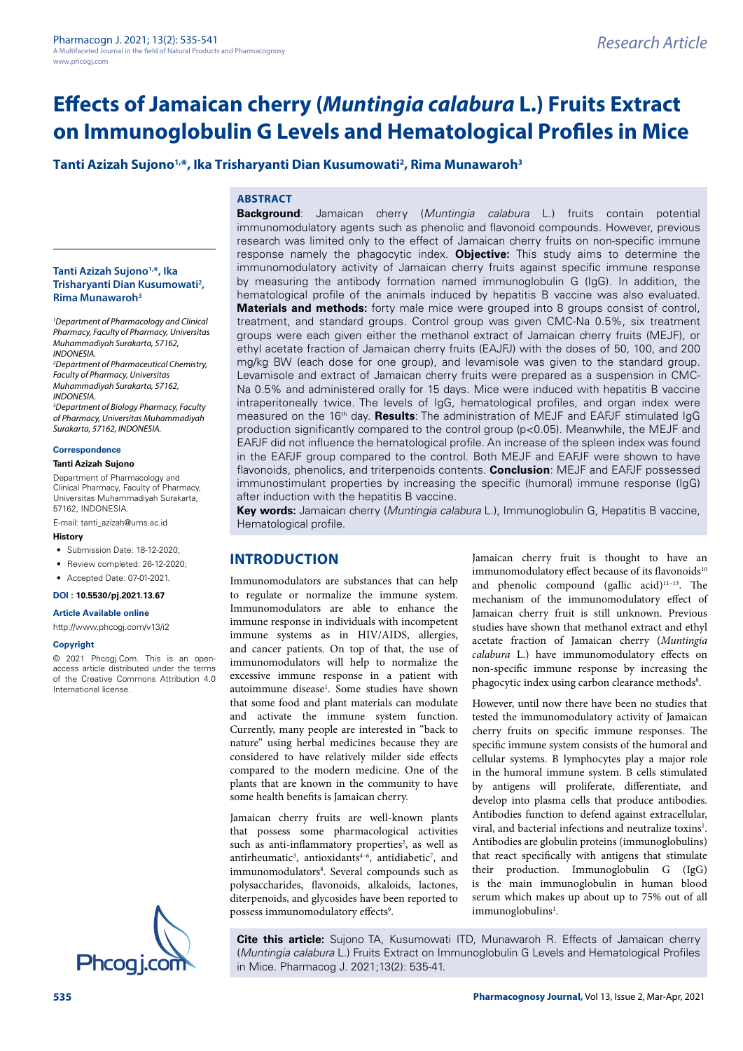# Effects of Jamaican cherry (*Muntingia calabura* L.) Fruits Extract on Immunoglobulin G Levels and Hematological Profiles in Mice

**Tanti Azizah Sujono[1,*], Ika Trisharyanti Dian Kusumowati[2], Rima Munawaroh[3]**

**Tanti Azizah Sujono[1,*], Ika Trisharyanti Dian Kusumowati[2], Rima Munawaroh[3]**

*[1]Department of Pharmacology and Clinical Pharmacy, Faculty of Pharmacy, Universitas Muhammadiyah Surakarta, 57162, INDONESIA.*

*[2]Department of Pharmaceutical Chemistry, Faculty of Pharmacy, Universitas Muhammadiyah Surakarta, 57162, INDONESIA.*

*[3]Department of Biology Pharmacy, Faculty of Pharmacy, Universitas Muhammadiyah Surakarta, 57162, INDONESIA.*

**Correspondence**

**Tanti Azizah Sujono**

Department of Pharmacology and Clinical Pharmacy, Faculty of Pharmacy, Universitas Muhammadiyah Surakarta, 57162, INDONESIA.

E-mail: tanti_azizah@ums.ac.id

**History**

- Submission Date: 18-12-2020;
- Review completed: 26-12-2020;
- Accepted Date: 07-01-2021.

**DOI : 10.5530/pj.2021.13.67**

**Article Available online**

http://www.phcogj.com/v13/i2

**Copyright**

© 2021 Phcogj.Com. This is an open-access article distributed under the terms of the Creative Commons Attribution 4.0 International license.

## ABSTRACT

**Background**: Jamaican cherry (*Muntingia calabura* L.) fruits contain potential immunomodulatory agents such as phenolic and flavonoid compounds. However, previous research was limited only to the effect of Jamaican cherry fruits on non-specific immune response namely the phagocytic index. **Objective:** This study aims to determine the immunomodulatory activity of Jamaican cherry fruits against specific immune response by measuring the antibody formation named immunoglobulin G (IgG). In addition, the hematological profile of the animals induced by hepatitis B vaccine was also evaluated. **Materials and methods:** forty male mice were grouped into 8 groups consist of control, treatment, and standard groups. Control group was given CMC-Na 0.5%, six treatment groups were each given either the methanol extract of Jamaican cherry fruits (MEJF), or ethyl acetate fraction of Jamaican cherry fruits (EAJFJ) with the doses of 50, 100, and 200 mg/kg BW (each dose for one group), and levamisole was given to the standard group. Levamisole and extract of Jamaican cherry fruits were prepared as a suspension in CMC-Na 0.5% and administered orally for 15 days. Mice were induced with hepatitis B vaccine intraperitoneally twice. The levels of IgG, hematological profiles, and organ index were measured on the 16th day. **Results**: The administration of MEJF and EAFJF stimulated IgG production significantly compared to the control group ($p<0.05$). Meanwhile, the MEJF and EAFJF did not influence the hematological profile. An increase of the spleen index was found in the EAFJF group compared to the control. Both MEJF and EAFJF were shown to have flavonoids, phenolics, and triterpenoids contents. **Conclusion**: MEJF and EAFJF possessed immunostimulant properties by increasing the specific (humoral) immune response (IgG) after induction with the hepatitis B vaccine.

**Key words:** Jamaican cherry (*Muntingia calabura* L.), Immunoglobulin G, Hepatitis B vaccine, Hematological profile.

## INTRODUCTION

Immunomodulators are substances that can help to regulate or normalize the immune system. Immunomodulators are able to enhance the immune response in individuals with incompetent immune systems as in HIV/AIDS, allergies, and cancer patients. On top of that, the use of immunomodulators will help to normalize the excessive immune response in a patient with autoimmune disease[1]. Some studies have shown that some food and plant materials can modulate and activate the immune system function. Currently, many people are interested in "back to nature" using herbal medicines because they are considered to have relatively milder side effects compared to the modern medicine. One of the plants that are known in the community to have some health benefits is Jamaican cherry.

Jamaican cherry fruits are well-known plants that possess some pharmacological activities such as anti-inflammatory properties[2], as well as antirheumatic[3], antioxidants[4–6], antidiabetic[7], and immunomodulators[8]. Several compounds such as polysaccharides, flavonoids, alkaloids, lactones, diterpenoids, and glycosides have been reported to possess immunomodulatory effects[9].

Jamaican cherry fruit is thought to have an immunomodulatory effect because of its flavonoids[10] and phenolic compound (gallic acid)[11–13]. The mechanism of the immunomodulatory effect of Jamaican cherry fruit is still unknown. Previous studies have shown that methanol extract and ethyl acetate fraction of Jamaican cherry (*Muntingia calabura* L.) have immunomodulatory effects on non-specific immune response by increasing the phagocytic index using carbon clearance methods[8].

However, until now there have been no studies that tested the immunomodulatory activity of Jamaican cherry fruits on specific immune responses. The specific immune system consists of the humoral and cellular systems. B lymphocytes play a major role in the humoral immune system. B cells stimulated by antigens will proliferate, differentiate, and develop into plasma cells that produce antibodies. Antibodies function to defend against extracellular, viral, and bacterial infections and neutralize toxins[1]. Antibodies are globulin proteins (immunoglobulins) that react specifically with antigens that stimulate their production. Immunoglobulin G (IgG) is the main immunoglobulin in human blood serum which makes up about up to 75% out of all immunoglobulins[1].

**Cite this article:** Sujono TA, Kusumowati ITD, Munawaroh R. Effects of Jamaican cherry (*Muntingia calabura* L.) Fruits Extract on Immunoglobulin G Levels and Hematological Profiles in Mice. Pharmacog J. 2021;13(2): 535-41.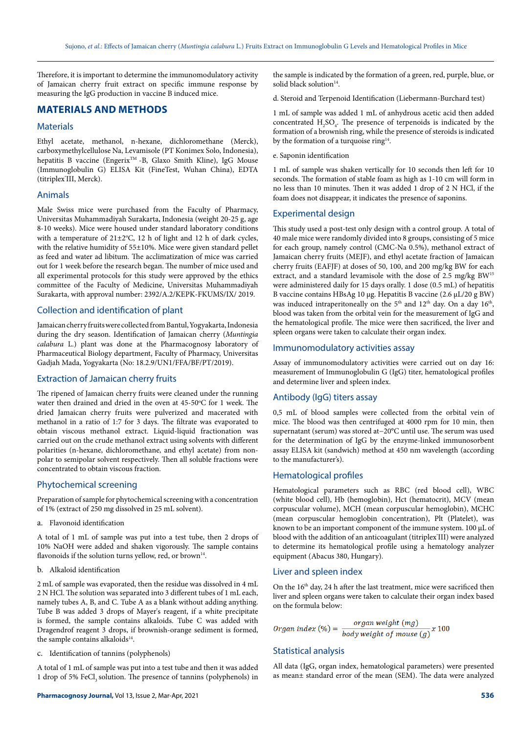Therefore, it is important to determine the immunomodulatory activity of Jamaican cherry fruit extract on specific immune response by measuring the IgG production in vaccine B induced mice.

## MATERIALS AND METHODS

### Materials

Ethyl acetate, methanol, n-hexane, dichloromethane (Merck), carboxymethylcellulose Na, Levamisole (PT Konimex Solo, Indonesia), hepatitis B vaccine (Engerix™ -B, Glaxo Smith Kline), IgG Mouse (Immunoglobulin G) ELISA Kit (FineTest, Wuhan China), EDTA (titriplex® III, Merck).

### Animals

Male Swiss mice were purchased from the Faculty of Pharmacy, Universitas Muhammadiyah Surakarta, Indonesia (weight 20-25 g, age 8-10 weeks). Mice were housed under standard laboratory conditions with a temperature of 21±2°C, 12 h of light and 12 h of dark cycles, with the relative humidity of 55±10%. Mice were given standard pellet as feed and water ad libitum. The acclimatization of mice was carried out for 1 week before the research began. The number of mice used and all experimental protocols for this study were approved by the ethics committee of the Faculty of Medicine, Universitas Muhammadiyah Surakarta, with approval number: 2392/A.2/KEPK-FKUMS/IX/ 2019.

### Collection and identification of plant

Jamaican cherry fruits were collected from Bantul, Yogyakarta, Indonesia during the dry season. Identification of Jamaican cherry (*Muntingia calabura* L.) plant was done at the Pharmacognosy laboratory of Pharmaceutical Biology department, Faculty of Pharmacy, Universitas Gadjah Mada, Yogyakarta (No: 18.2.9/UN1/FFA/BF/PT/2019).

### Extraction of Jamaican cherry fruits

The ripened of Jamaican cherry fruits were cleaned under the running water then drained and dried in the oven at 45-50°C for 1 week. The dried Jamaican cherry fruits were pulverized and macerated with methanol in a ratio of 1:7 for 3 days. The filtrate was evaporated to obtain viscous methanol extract. Liquid-liquid fractionation was carried out on the crude methanol extract using solvents with different polarities (n-hexane, dichloromethane, and ethyl acetate) from non-polar to semipolar solvent respectively. Then all soluble fractions were concentrated to obtain viscous fraction.

### Phytochemical screening

Preparation of sample for phytochemical screening with a concentration of 1% (extract of 250 mg dissolved in 25 mL solvent).

a. Flavonoid identification

A total of 1 mL of sample was put into a test tube, then 2 drops of 10% NaOH were added and shaken vigorously. The sample contains flavonoids if the solution turns yellow, red, or brown[14].

b. Alkaloid identification

2 mL of sample was evaporated, then the residue was dissolved in 4 mL 2 N HCl. The solution was separated into 3 different tubes of 1 mL each, namely tubes A, B, and C. Tube A as a blank without anything. Tube B was added 3 drops of Mayer's reagent, if a white precipitate is formed, the sample contains alkaloids. Tube C was added with Dragendrof reagent 3 drops, if brownish-orange sediment is formed, the sample contains alkaloids[14].

c. Identification of tannins (polyphenols)

A total of 1 mL of sample was put into a test tube and then it was added 1 drop of 5% $FeCl_3$ solution. The presence of tannins (polyphenols) in the sample is indicated by the formation of a green, red, purple, blue, or solid black solution[14].

d. Steroid and Terpenoid Identification (Liebermann-Burchard test)

1 mL of sample was added 1 mL of anhydrous acetic acid then added concentrated $H_2SO_4$. The presence of terpenoids is indicated by the formation of a brownish ring, while the presence of steroids is indicated by the formation of a turquoise ring[14].

e. Saponin identification

1 mL of sample was shaken vertically for 10 seconds then left for 10 seconds. The formation of stable foam as high as 1-10 cm will form in no less than 10 minutes. Then it was added 1 drop of 2 N HCl, if the foam does not disappear, it indicates the presence of saponins.

### Experimental design

This study used a post-test only design with a control group. A total of 40 male mice were randomly divided into 8 groups, consisting of 5 mice for each group, namely control (CMC-Na 0.5%), methanol extract of Jamaican cherry fruits (MEJF), and ethyl acetate fraction of Jamaican cherry fruits (EAFJF) at doses of 50, 100, and 200 mg/kg BW for each extract, and a standard levamisole with the dose of 2.5 mg/kg BW[15] were administered daily for 15 days orally. 1 dose (0.5 mL) of hepatitis B vaccine contains HBsAg 10 µg. Hepatitis B vaccine (2.6 µL/20 g BW) was induced intraperitoneally on the 5th and 12th day. On a day 16th, blood was taken from the orbital vein for the measurement of IgG and the hematological profile. The mice were then sacrificed, the liver and spleen organs were taken to calculate their organ index.

### Immunomodulatory activities assay

Assay of immunomodulatory activities were carried out on day 16: measurement of Immunoglobulin G (IgG) titer, hematological profiles and determine liver and spleen index.

### Antibody (IgG) titers assay

0,5 mL of blood samples were collected from the orbital vein of mice. The blood was then centrifuged at 4000 rpm for 10 min, then supernatant (serum) was stored at−20°C until use. The serum was used for the determination of IgG by the enzyme-linked immunosorbent assay ELISA kit (sandwich) method at 450 nm wavelength (according to the manufacturer's).

### Hematological profiles

Hematological parameters such as RBC (red blood cell), WBC (white blood cell), Hb (hemoglobin), Hct (hematocrit), MCV (mean corpuscular volume), MCH (mean corpuscular hemoglobin), MCHC (mean corpuscular hemoglobin concentration), Plt (Platelet), was known to be an important component of the immune system. 100 µL of blood with the addition of an anticoagulant (titriplex® III) were analyzed to determine its hematological profile using a hematology analyzer equipment (Abacus 380, Hungary).

### Liver and spleen index

On the 16th day, 24 h after the last treatment, mice were sacrificed then liver and spleen organs were taken to calculate their organ index based on the formula below:

$$Organ\ index\ (\%) = \frac{organ\ weight\ (mg)}{body\ weight\ of\ mouse\ (g)} x\ 100$$

### Statistical analysis

All data (IgG, organ index, hematological parameters) were presented as mean± standard error of the mean (SEM). The data were analyzed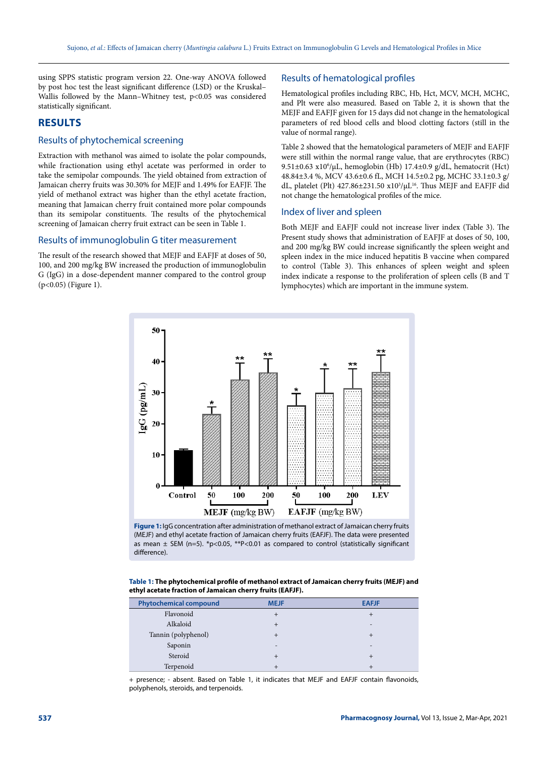using SPPS statistic program version 22. One-way ANOVA followed by post hoc test the least significant difference (LSD) or the Kruskal–Wallis followed by the Mann–Whitney test, p<0.05 was considered statistically significant.

## RESULTS

### Results of phytochemical screening

Extraction with methanol was aimed to isolate the polar compounds, while fractionation using ethyl acetate was performed in order to take the semipolar compounds. The yield obtained from extraction of Jamaican cherry fruits was 30.30% for MEJF and 1.49% for EAFJF. The yield of methanol extract was higher than the ethyl acetate fraction, meaning that Jamaican cherry fruit contained more polar compounds than its semipolar constituents. The results of the phytochemical screening of Jamaican cherry fruit extract can be seen in Table 1.

### Results of immunoglobulin G titer measurement

The result of the research showed that MEJF and EAFJF at doses of 50, 100, and 200 mg/kg BW increased the production of immunoglobulin G (IgG) in a dose-dependent manner compared to the control group (p<0.05) (Figure 1).

### Results of hematological profiles

Hematological profiles including RBC, Hb, Hct, MCV, MCH, MCHC, and Plt were also measured. Based on Table 2, it is shown that the MEJF and EAFJF given for 15 days did not change in the hematological parameters of red blood cells and blood clotting factors (still in the value of normal range).

Table 2 showed that the hematological parameters of MEJF and EAFJF were still within the normal range value, that are erythrocytes (RBC) 9.51±0.63 x$10^6$/μL, hemoglobin (Hb) 17.4±0.9 g/dL, hematocrit (Hct) 48.84±3.4 %, MCV 43.6±0.6 fL, MCH 14.5±0.2 pg, MCHC 33.1±0.3 g/dL, platelet (Plt) 427.86±231.50 x$10^3$/μL[16]. Thus MEJF and EAFJF did not change the hematological profiles of the mice.

### Index of liver and spleen

Both MEJF and EAFJF could not increase liver index (Table 3). The Present study shows that administration of EAFJF at doses of 50, 100, and 200 mg/kg BW could increase significantly the spleen weight and spleen index in the mice induced hepatitis B vaccine when compared to control (Table 3). This enhances of spleen weight and spleen index indicate a response to the proliferation of spleen cells (B and T lymphocytes) which are important in the immune system.

**Figure 1:** IgG concentration after administration of methanol extract of Jamaican cherry fruits (MEJF) and ethyl acetate fraction of Jamaican cherry fruits (EAFJF). The data were presented as mean ± SEM (n=5). *p<0.05, **P<0.01 as compared to control (statistically significant difference).

**Table 1: The phytochemical profile of methanol extract of Jamaican cherry fruits (MEJF) and ethyl acetate fraction of Jamaican cherry fruits (EAFJF).**

| Phytochemical compound | MEJF | EAFJF |
|---|---|---|
| Flavonoid | + | + |
| Alkaloid | + | - |
| Tannin (polyphenol) | + | + |
| Saponin | - | - |
| Steroid | + | + |
| Terpenoid | + | + |

+ presence; - absent. Based on Table 1, it indicates that MEJF and EAFJF contain flavonoids, polyphenols, steroids, and terpenoids.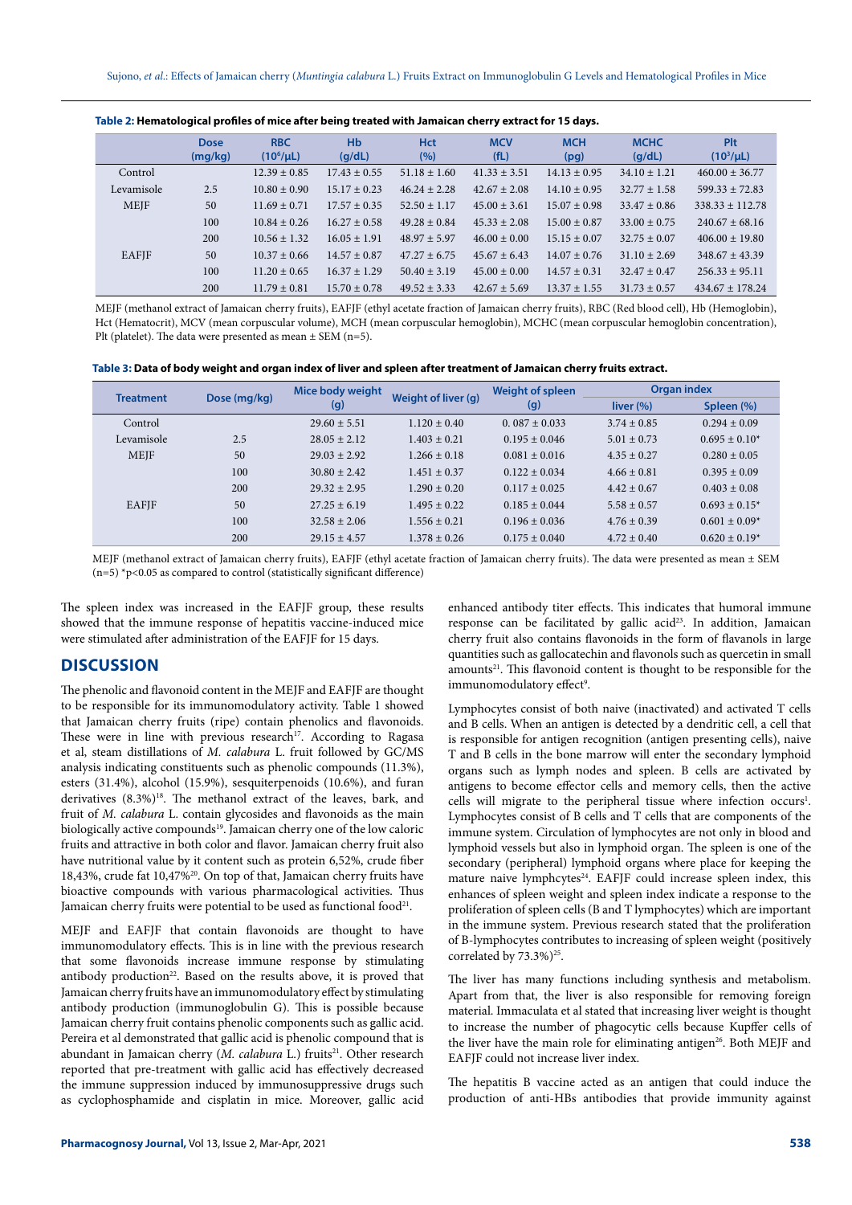**Table 2: Hematological profiles of mice after being treated with Jamaican cherry extract for 15 days.**

| | Dose (mg/kg) | RBC ($10^6$/μL) | Hb (g/dL) | Hct (%) | MCV (fL) | MCH (pg) | MCHC (g/dL) | Plt ($10^3$/μL) |
|---|---|---|---|---|---|---|---|---|
| Control | | 12.39 ± 0.85 | 17.43 ± 0.55 | 51.18 ± 1.60 | 41.33 ± 3.51 | 14.13 ± 0.95 | 34.10 ± 1.21 | 460.00 ± 36.77 |
| Levamisole | 2.5 | 10.80 ± 0.90 | 15.17 ± 0.23 | 46.24 ± 2.28 | 42.67 ± 2.08 | 14.10 ± 0.95 | 32.77 ± 1.58 | 599.33 ± 72.83 |
| MEJF | 50 | 11.69 ± 0.71 | 17.57 ± 0.35 | 52.50 ± 1.17 | 45.00 ± 3.61 | 15.07 ± 0.98 | 33.47 ± 0.86 | 338.33 ± 112.78 |
| | 100 | 10.84 ± 0.26 | 16.27 ± 0.58 | 49.28 ± 0.84 | 45.33 ± 2.08 | 15.00 ± 0.87 | 33.00 ± 0.75 | 240.67 ± 68.16 |
| | 200 | 10.56 ± 1.32 | 16.05 ± 1.91 | 48.97 ± 5.97 | 46.00 ± 0.00 | 15.15 ± 0.07 | 32.75 ± 0.07 | 406.00 ± 19.80 |
| EAFJF | 50 | 10.37 ± 0.66 | 14.57 ± 0.87 | 47.27 ± 6.75 | 45.67 ± 6.43 | 14.07 ± 0.76 | 31.10 ± 2.69 | 348.67 ± 43.39 |
| | 100 | 11.20 ± 0.65 | 16.37 ± 1.29 | 50.40 ± 3.19 | 45.00 ± 0.00 | 14.57 ± 0.31 | 32.47 ± 0.47 | 256.33 ± 95.11 |
| | 200 | 11.79 ± 0.81 | 15.70 ± 0.78 | 49.52 ± 3.33 | 42.67 ± 5.69 | 13.37 ± 1.55 | 31.73 ± 0.57 | 434.67 ± 178.24 |

MEJF (methanol extract of Jamaican cherry fruits), EAFJF (ethyl acetate fraction of Jamaican cherry fruits), RBC (Red blood cell), Hb (Hemoglobin), Hct (Hematocrit), MCV (mean corpuscular volume), MCH (mean corpuscular hemoglobin), MCHC (mean corpuscular hemoglobin concentration), Plt (platelet). The data were presented as mean ± SEM (n=5).

**Table 3: Data of body weight and organ index of liver and spleen after treatment of Jamaican cherry fruits extract.**

| Treatment | Dose (mg/kg) | Mice body weight (g) | Weight of liver (g) | Weight of spleen (g) | Organ index | |
|---|---|---|---|---|---|---|
| | | | | | liver (%) | Spleen (%) |
| Control | | 29.60 ± 5.51 | 1.120 ± 0.40 | 0. 087 ± 0.033 | 3.74 ± 0.85 | 0.294 ± 0.09 |
| Levamisole | 2.5 | 28.05 ± 2.12 | 1.403 ± 0.21 | 0.195 ± 0.046 | 5.01 ± 0.73 | 0.695 ± 0.10* |
| MEJF | 50 | 29.03 ± 2.92 | 1.266 ± 0.18 | 0.081 ± 0.016 | 4.35 ± 0.27 | 0.280 ± 0.05 |
| | 100 | 30.80 ± 2.42 | 1.451 ± 0.37 | 0.122 ± 0.034 | 4.66 ± 0.81 | 0.395 ± 0.09 |
| | 200 | 29.32 ± 2.95 | 1.290 ± 0.20 | 0.117 ± 0.025 | 4.42 ± 0.67 | 0.403 ± 0.08 |
| EAFJF | 50 | 27.25 ± 6.19 | 1.495 ± 0.22 | 0.185 ± 0.044 | 5.58 ± 0.57 | 0.693 ± 0.15* |
| | 100 | 32.58 ± 2.06 | 1.556 ± 0.21 | 0.196 ± 0.036 | 4.76 ± 0.39 | 0.601 ± 0.09* |
| | 200 | 29.15 ± 4.57 | 1.378 ± 0.26 | 0.175 ± 0.040 | 4.72 ± 0.40 | 0.620 ± 0.19* |

MEJF (methanol extract of Jamaican cherry fruits), EAFJF (ethyl acetate fraction of Jamaican cherry fruits). The data were presented as mean ± SEM (n=5) *$p<0.05$ as compared to control (statistically significant difference)

The spleen index was increased in the EAFJF group, these results showed that the immune response of hepatitis vaccine-induced mice were stimulated after administration of the EAFJF for 15 days.

## DISCUSSION

The phenolic and flavonoid content in the MEJF and EAFJF are thought to be responsible for its immunomodulatory activity. Table 1 showed that Jamaican cherry fruits (ripe) contain phenolics and flavonoids. These were in line with previous research[17]. According to Ragasa et al, steam distillations of *M. calabura* L. fruit followed by GC/MS analysis indicating constituents such as phenolic compounds (11.3%), esters (31.4%), alcohol (15.9%), sesquiterpenoids (10.6%), and furan derivatives (8.3%)[18]. The methanol extract of the leaves, bark, and fruit of *M. calabura* L. contain glycosides and flavonoids as the main biologically active compounds[19]. Jamaican cherry one of the low caloric fruits and attractive in both color and flavor. Jamaican cherry fruit also have nutritional value by it content such as protein 6,52%, crude fiber 18,43%, crude fat 10,47%[20]. On top of that, Jamaican cherry fruits have bioactive compounds with various pharmacological activities. Thus Jamaican cherry fruits were potential to be used as functional food[21].

MEJF and EAFJF that contain flavonoids are thought to have immunomodulatory effects. This is in line with the previous research that some flavonoids increase immune response by stimulating antibody production[22]. Based on the results above, it is proved that Jamaican cherry fruits have an immunomodulatory effect by stimulating antibody production (immunoglobulin G). This is possible because Jamaican cherry fruit contains phenolic components such as gallic acid. Pereira et al demonstrated that gallic acid is phenolic compound that is abundant in Jamaican cherry (*M. calabura* L.) fruits[21]. Other research reported that pre-treatment with gallic acid has effectively decreased the immune suppression induced by immunosuppressive drugs such as cyclophosphamide and cisplatin in mice. Moreover, gallic acid enhanced antibody titer effects. This indicates that humoral immune response can be facilitated by gallic acid[23]. In addition, Jamaican cherry fruit also contains flavonoids in the form of flavanols in large quantities such as gallocatechin and flavonols such as quercetin in small amounts[21]. This flavonoid content is thought to be responsible for the immunomodulatory effect[9].

Lymphocytes consist of both naive (inactivated) and activated T cells and B cells. When an antigen is detected by a dendritic cell, a cell that is responsible for antigen recognition (antigen presenting cells), naive T and B cells in the bone marrow will enter the secondary lymphoid organs such as lymph nodes and spleen. B cells are activated by antigens to become effector cells and memory cells, then the active cells will migrate to the peripheral tissue where infection occurs[1]. Lymphocytes consist of B cells and T cells that are components of the immune system. Circulation of lymphocytes are not only in blood and lymphoid vessels but also in lymphoid organ. The spleen is one of the secondary (peripheral) lymphoid organs where place for keeping the mature naive lymphcytes[24]. EAFJF could increase spleen index, this enhances of spleen weight and spleen index indicate a response to the proliferation of spleen cells (B and T lymphocytes) which are important in the immune system. Previous research stated that the proliferation of B-lymphocytes contributes to increasing of spleen weight (positively correlated by 73.3%)[25].

The liver has many functions including synthesis and metabolism. Apart from that, the liver is also responsible for removing foreign material. Immaculata et al stated that increasing liver weight is thought to increase the number of phagocytic cells because Kupffer cells of the liver have the main role for eliminating antigen[26]. Both MEJF and EAFJF could not increase liver index.

The hepatitis B vaccine acted as an antigen that could induce the production of anti-HBs antibodies that provide immunity against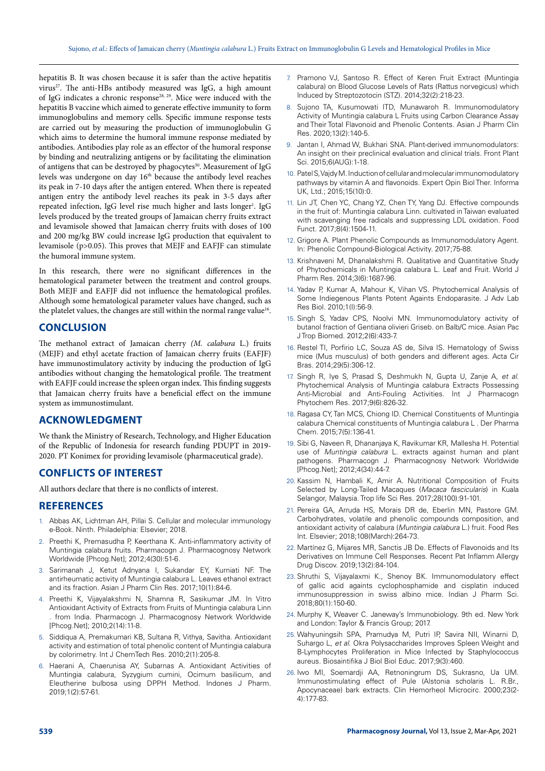hepatitis B. It was chosen because it is safer than the active hepatitis virus[27]. The anti-HBs antibody measured was IgG, a high amount of IgG indicates a chronic response[28, 29]. Mice were induced with the hepatitis B vaccine which aimed to generate effective immunity to form immunoglobulins and memory cells. Specific immune response tests are carried out by measuring the production of immunoglobulin G which aims to determine the humoral immune response mediated by antibodies. Antibodies play role as an effector of the humoral response by binding and neutralizing antigens or by facilitating the elimination of antigens that can be destroyed by phagocytes[30]. Measurement of IgG levels was undergone on day 16th because the antibody level reaches its peak in 7-10 days after the antigen entered. When there is repeated antigen entry the antibody level reaches its peak in 3-5 days after repeated infection, IgG level rise much higher and lasts longer[1]. IgG levels produced by the treated groups of Jamaican cherry fruits extract and levamisole showed that Jamaican cherry fruits with doses of 100 and 200 mg/kg BW could increase IgG production that equivalent to levamisole ($p>0.05$). This proves that MEJF and EAFJF can stimulate the humoral immune system.

In this research, there were no significant differences in the hematological parameter between the treatment and control groups. Both MEJF and EAFJF did not influence the hematological profiles. Although some hematological parameter values have changed, such as the platelet values, the changes are still within the normal range value[16].

## CONCLUSION

The methanol extract of Jamaican cherry *(M. calabura* L.) fruits (MEJF) and ethyl acetate fraction of Jamaican cherry fruits (EAFJF) have immunostimulatory activity by inducing the production of IgG antibodies without changing the hematological profile. The treatment with EAFJF could increase the spleen organ index. This finding suggests that Jamaican cherry fruits have a beneficial effect on the immune system as immunostimulant.

## ACKNOWLEDGMENT

We thank the Ministry of Research, Technology, and Higher Education of the Republic of Indonesia for research funding PDUPT in 2019-2020. PT Konimex for providing levamisole (pharmaceutical grade).

## CONFLICTS OF INTEREST

All authors declare that there is no conflicts of interest.

## REFERENCES

1. Abbas AK, Lichtman AH, Pillai S. Cellular and molecular immunology e-Book. Ninth. Philadelphia: Elsevier; 2018.
2. Preethi K, Premasudha P, Keerthana K. Anti-inflammatory activity of Muntingia calabura fruits. Pharmacogn J. Pharmacognosy Network Worldwide [Phcog.Net]; 2012;4(30):51-6.
3. Sarimanah J, Ketut Adnyana I, Sukandar EY, Kurniati NF. The antirheumatic activity of Muntingia calabura L. Leaves ethanol extract and its fraction. Asian J Pharm Clin Res. 2017;10(1):84-6.
4. Preethi K, Vijayalakshmi N, Shamna R, Sasikumar JM. In Vitro Antioxidant Activity of Extracts from Fruits of Muntingia calabura Linn . from India. Pharmacogn J. Pharmacognosy Network Worldwide [Phcog.Net]; 2010;2(14):11-8.
5. Siddiqua A, Premakumari KB, Sultana R, Vithya, Savitha. Antioxidant activity and estimation of total phenolic content of Muntingia calabura by colorimetry. Int J ChemTech Res. 2010;2(1):205-8.
6. Haerani A, Chaerunisa AY, Subarnas A. Antioxidant Activities of Muntingia calabura, Syzygium cumini, Ocimum basilicum, and Eleutherine bulbosa using DPPH Method. Indones J Pharm. 2019;1(2):57-61.
7. Pramono VJ, Santoso R. Effect of Keren Fruit Extract (Muntingia calabura) on Blood Glucose Levels of Rats (Rattus norvegicus) which Induced by Streptozotocin (STZ). 2014;32(2):218-23.
8. Sujono TA, Kusumowati ITD, Munawaroh R. Immunomodulatory Activity of Muntingia calabura L Fruits using Carbon Clearance Assay and Their Total Flavonoid and Phenolic Contents. Asian J Pharm Clin Res. 2020;13(2):140-5.
9. Jantan I, Ahmad W, Bukhari SNA. Plant-derived immunomodulators: An insight on their preclinical evaluation and clinical trials. Front Plant Sci. 2015;6(AUG):1-18.
10. Patel S, Vajdy M. Induction of cellular and molecular immunomodulatory pathways by vitamin A and flavonoids. Expert Opin Biol Ther. Informa UK, Ltd.; 2015;15(10):0.
11. Lin JT, Chen YC, Chang YZ, Chen TY, Yang DJ. Effective compounds in the fruit of: Muntingia calabura Linn. cultivated in Taiwan evaluated with scavenging free radicals and suppressing LDL oxidation. Food Funct. 2017;8(4):1504-11.
12. Grigore A. Plant Phenolic Compounds as Immunomodulatory Agent. In: Phenolic Compound-Biological Activity. 2017;75-88.
13. Krishnaveni M, Dhanalakshmi R. Qualitative and Quantitative Study of Phytochemicals in Muntingia calabura L. Leaf and Fruit. World J Pharm Res. 2014;3(6):1687-96.
14. Yadav P, Kumar A, Mahour K, Vihan VS. Phytochemical Analysis of Some Indiegenous Plants Potent Againts Endoparasite. J Adv Lab Res Biol. 2010;1(I):56-9.
15. Singh S, Yadav CPS, Noolvi MN. Immunomodulatory activity of butanol fraction of Gentiana olivieri Griseb. on Balb/C mice. Asian Pac J Trop Biomed. 2012;2(6):433-7.
16. Restel TI, Porfirio LC, Souza AS de, Silva IS. Hematology of Swiss mice (Mus musculus) of both genders and different ages. Acta Cir Bras. 2014;29(5):306-12.
17. Singh R, Iye S, Prasad S, Deshmukh N, Gupta U, Zanje A, *et al.* Phytochemical Analysis of Muntingia calabura Extracts Possessing Anti-Microbial and Anti-Fouling Activities. Int J Pharmacogn Phytochem Res. 2017;9(6):826-32.
18. Ragasa CY, Tan MCS, Chiong ID. Chemical Constituents of Muntingia calabura Chemical constituents of Muntingia calabura L . Der Pharma Chem. 2015;7(5):136-41.
19. Sibi G, Naveen R, Dhananjaya K, Ravikumar KR, Mallesha H. Potential use of *Muntingia calabura* L. extracts against human and plant pathogens. Pharmacogn J. Pharmacognosy Network Worldwide [Phcog.Net]; 2012;4(34):44-7.
20. Kassim N, Hambali K, Amir A. Nutritional Composition of Fruits Selected by Long-Tailed Macaques (*Macaca fascicularis*) in Kuala Selangor, Malaysia. Trop life Sci Res. 2017;28(100):91-101.
21. Pereira GA, Arruda HS, Morais DR de, Eberlin MN, Pastore GM. Carbohydrates, volatile and phenolic compounds composition, and antioxidant activity of calabura (*Muntingia calabura* L.) fruit. Food Res Int. Elsevier; 2018;108(March):264-73.
22. Martínez G, Mijares MR, Sanctis JB De. Effects of Flavonoids and Its Derivatives on Immune Cell Responses. Recent Pat Inflamm Allergy Drug Discov. 2019;13(2):84-104.
23. Shruthi S, Vijayalaxmi K., Shenoy BK. Immunomodulatory effect of gallic acid againts cyclophosphamide and cisplatin induced immunosuppression in swiss albino mice. Indian J Pharm Sci. 2018;80(1):150-60.
24. Murphy K, Weaver C. Janeway's Immunobiology. 9th ed. New York and London: Taylor & Francis Group; 2017.
25. Wahyuningsih SPA, Pramudya M, Putri IP, Savira NII, Winarni D, Suhargo L, *et al.* Okra Polysaccharides Improves Spleen Weight and B-Lymphocytes Proliferation in Mice Infected by Staphylococcus aureus. Biosaintifika J Biol Biol Educ. 2017;9(3):460.
26. Iwo MI, Soemardji AA, Retnoningrum DS, Sukrasno, Ua UM. Immunostimulating effect of Pule (Alstonia scholaris L. R.Br., Apocynaceae) bark extracts. Clin Hemorheol Microcirc. 2000;23(2-4):177-83.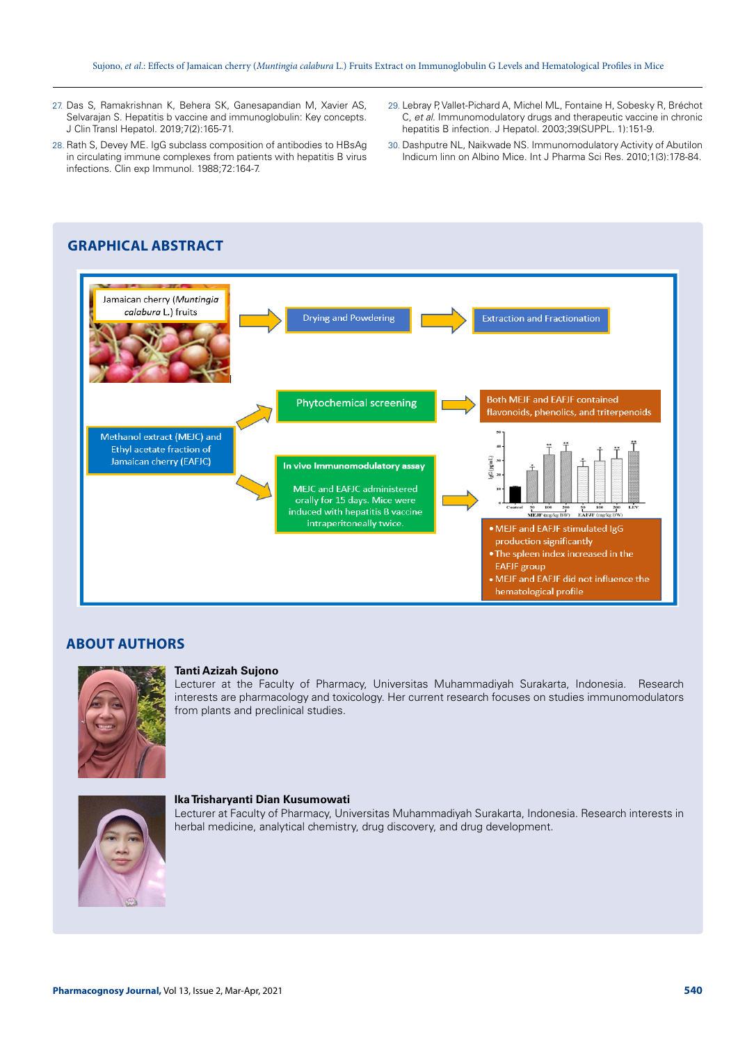27. Das S, Ramakrishnan K, Behera SK, Ganesapandian M, Xavier AS, Selvarajan S. Hepatitis b vaccine and immunoglobulin: Key concepts. J Clin Transl Hepatol. 2019;7(2):165-71.
28. Rath S, Devey ME. IgG subclass composition of antibodies to HBsAg in circulating immune complexes from patients with hepatitis B virus infections. Clin exp Immunol. 1988;72:164-7.
29. Lebray P, Vallet-Pichard A, Michel ML, Fontaine H, Sobesky R, Bréchot C, *et al.* Immunomodulatory drugs and therapeutic vaccine in chronic hepatitis B infection. J Hepatol. 2003;39(SUPPL. 1):151-9.
30. Dashputre NL, Naikwade NS. Immunomodulatory Activity of Abutilon Indicum linn on Albino Mice. Int J Pharma Sci Res. 2010;1(3):178-84.

## GRAPHICAL ABSTRACT

Jamaican cherry (*Muntingia calabura* L.) fruits → Drying and Powdering → Extraction and Fractionation

Methanol extract (MEJC) and Ethyl acetate fraction of Jamaican cherry (EAFJC)

→ Phytochemical screening → Both MEJF and EAFJF contained flavonoids, phenolics, and triterpenoids

→ In vivo Immunomodulatory assay: MEJC and EAFJC administered orally for 15 days. Mice were induced with hepatitis B vaccine intraperitoneally twice. →

- MEJF and EAFJF stimulated IgG production significantly
- The spleen index increased in the EAFJF group
- MEJF and EAFJF did not influence the hematological profile

## ABOUT AUTHORS

**Tanti Azizah Sujono**

Lecturer at the Faculty of Pharmacy, Universitas Muhammadiyah Surakarta, Indonesia. Research interests are pharmacology and toxicology. Her current research focuses on studies immunomodulators from plants and preclinical studies.

**Ika Trisharyanti Dian Kusumowati**

Lecturer at Faculty of Pharmacy, Universitas Muhammadiyah Surakarta, Indonesia. Research interests in herbal medicine, analytical chemistry, drug discovery, and drug development.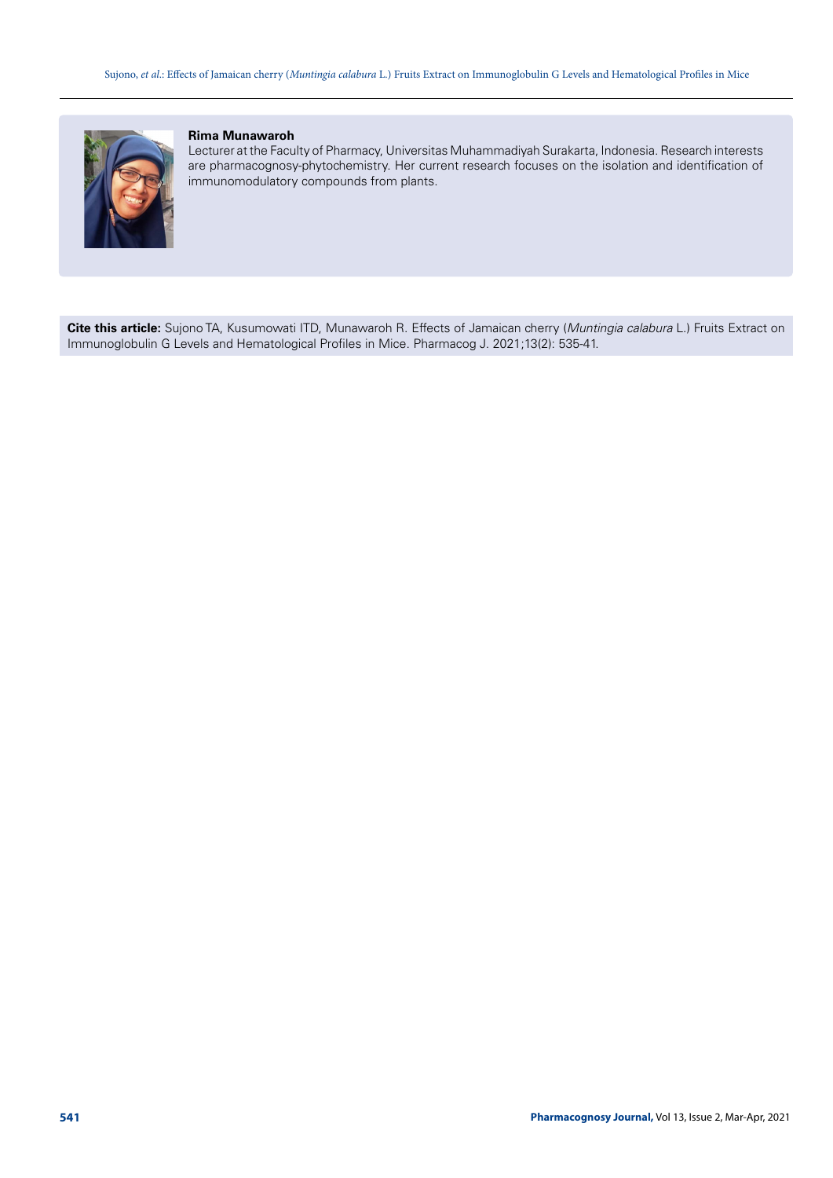**Rima Munawaroh**

Lecturer at the Faculty of Pharmacy, Universitas Muhammadiyah Surakarta, Indonesia. Research interests are pharmacognosy-phytochemistry. Her current research focuses on the isolation and identification of immunomodulatory compounds from plants.

**Cite this article:** Sujono TA, Kusumowati ITD, Munawaroh R. Effects of Jamaican cherry (*Muntingia calabura* L.) Fruits Extract on Immunoglobulin G Levels and Hematological Profiles in Mice. Pharmacog J. 2021;13(2): 535-41.